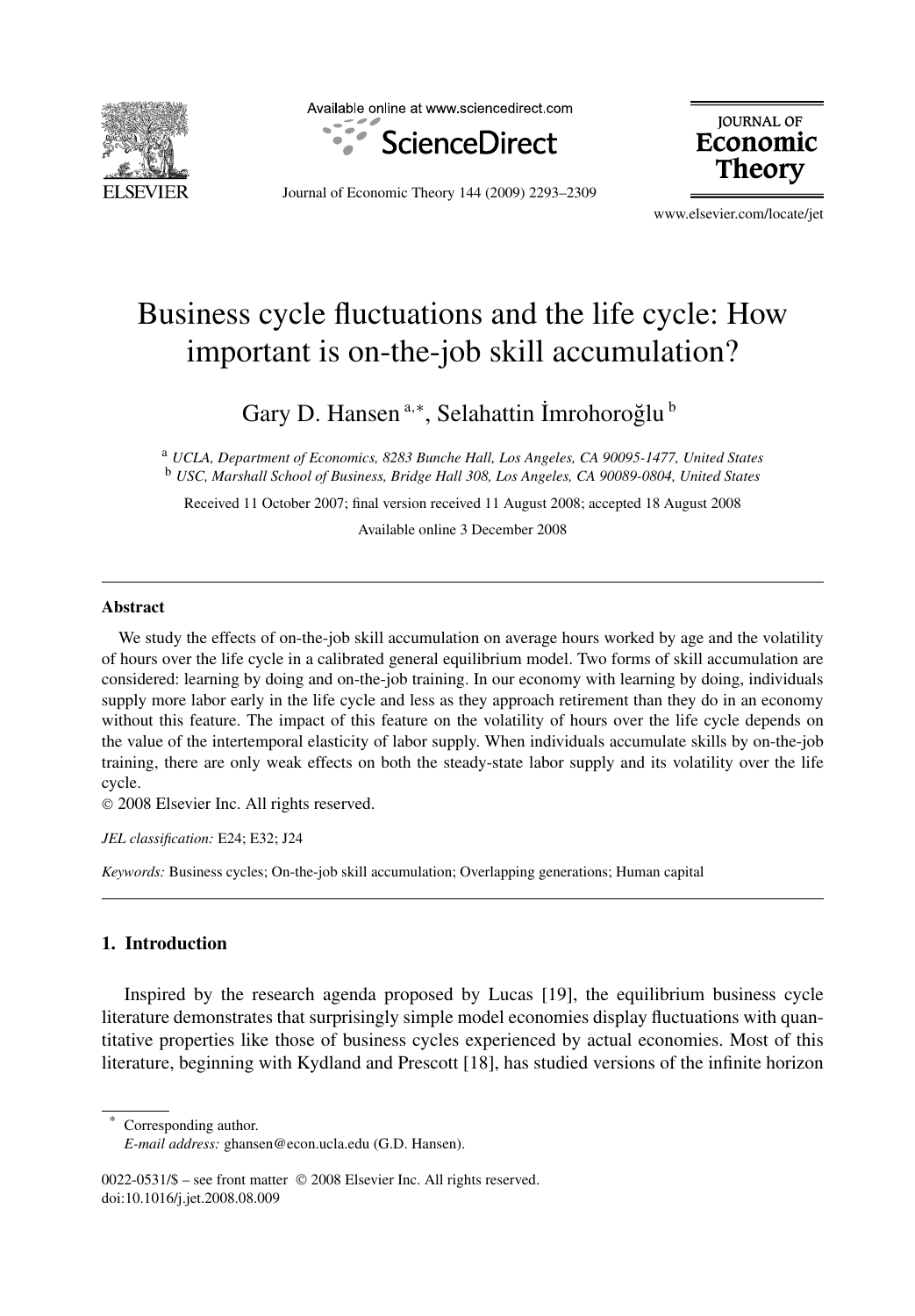# Business cycle fluctuations and the life cycle: How important is on-the-job skill accumulation?

Gary D. Hansen [a,*], Selahattin İmrohoroğlu [b]

[a] *UCLA, Department of Economics, 8283 Bunche Hall, Los Angeles, CA 90095-1477, United States*
[b] *USC, Marshall School of Business, Bridge Hall 308, Los Angeles, CA 90089-0804, United States*

Received 11 October 2007; final version received 11 August 2008; accepted 18 August 2008

Available online 3 December 2008

---

### Abstract

We study the effects of on-the-job skill accumulation on average hours worked by age and the volatility of hours over the life cycle in a calibrated general equilibrium model. Two forms of skill accumulation are considered: learning by doing and on-the-job training. In our economy with learning by doing, individuals supply more labor early in the life cycle and less as they approach retirement than they do in an economy without this feature. The impact of this feature on the volatility of hours over the life cycle depends on the value of the intertemporal elasticity of labor supply. When individuals accumulate skills by on-the-job training, there are only weak effects on both the steady-state labor supply and its volatility over the life cycle.

© 2008 Elsevier Inc. All rights reserved.

*JEL classification:* E24; E32; J24

*Keywords:* Business cycles; On-the-job skill accumulation; Overlapping generations; Human capital

---

## 1. Introduction

Inspired by the research agenda proposed by Lucas [19], the equilibrium business cycle literature demonstrates that surprisingly simple model economies display fluctuations with quantitative properties like those of business cycles experienced by actual economies. Most of this literature, beginning with Kydland and Prescott [18], has studied versions of the infinite horizon

---

\* Corresponding author.
*E-mail address:* ghansen@econ.ucla.edu (G.D. Hansen).

0022-0531/$ – see front matter © 2008 Elsevier Inc. All rights reserved.
doi:10.1016/j.jet.2008.08.009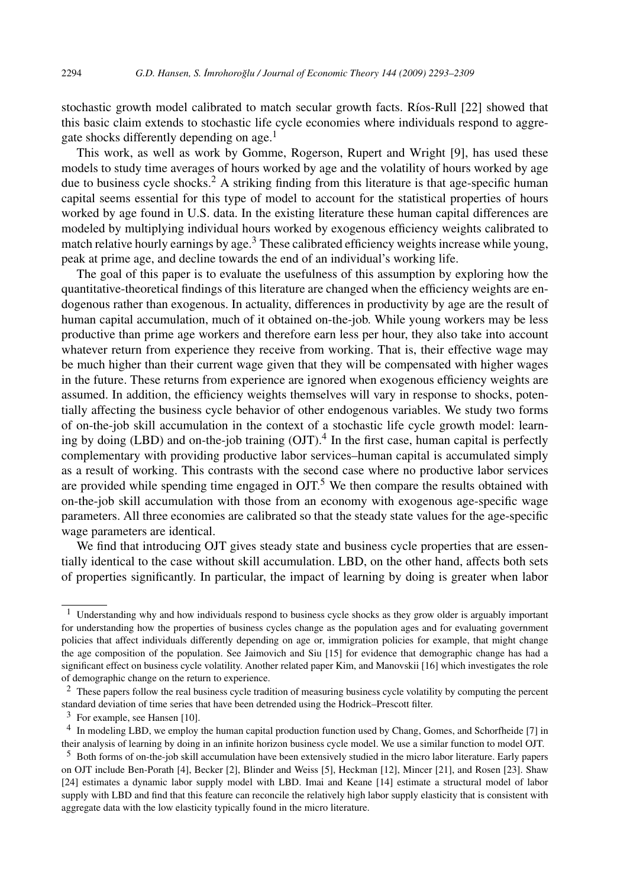stochastic growth model calibrated to match secular growth facts. Ríos-Rull [22] showed that this basic claim extends to stochastic life cycle economies where individuals respond to aggregate shocks differently depending on age.[1]

This work, as well as work by Gomme, Rogerson, Rupert and Wright [9], has used these models to study time averages of hours worked by age and the volatility of hours worked by age due to business cycle shocks.[2] A striking finding from this literature is that age-specific human capital seems essential for this type of model to account for the statistical properties of hours worked by age found in U.S. data. In the existing literature these human capital differences are modeled by multiplying individual hours worked by exogenous efficiency weights calibrated to match relative hourly earnings by age.[3] These calibrated efficiency weights increase while young, peak at prime age, and decline towards the end of an individual's working life.

The goal of this paper is to evaluate the usefulness of this assumption by exploring how the quantitative-theoretical findings of this literature are changed when the efficiency weights are endogenous rather than exogenous. In actuality, differences in productivity by age are the result of human capital accumulation, much of it obtained on-the-job. While young workers may be less productive than prime age workers and therefore earn less per hour, they also take into account whatever return from experience they receive from working. That is, their effective wage may be much higher than their current wage given that they will be compensated with higher wages in the future. These returns from experience are ignored when exogenous efficiency weights are assumed. In addition, the efficiency weights themselves will vary in response to shocks, potentially affecting the business cycle behavior of other endogenous variables. We study two forms of on-the-job skill accumulation in the context of a stochastic life cycle growth model: learning by doing (LBD) and on-the-job training (OJT).[4] In the first case, human capital is perfectly complementary with providing productive labor services–human capital is accumulated simply as a result of working. This contrasts with the second case where no productive labor services are provided while spending time engaged in OJT.[5] We then compare the results obtained with on-the-job skill accumulation with those from an economy with exogenous age-specific wage parameters. All three economies are calibrated so that the steady state values for the age-specific wage parameters are identical.

We find that introducing OJT gives steady state and business cycle properties that are essentially identical to the case without skill accumulation. LBD, on the other hand, affects both sets of properties significantly. In particular, the impact of learning by doing is greater when labor

---

[1] Understanding why and how individuals respond to business cycle shocks as they grow older is arguably important for understanding how the properties of business cycles change as the population ages and for evaluating government policies that affect individuals differently depending on age or, immigration policies for example, that might change the age composition of the population. See Jaimovich and Siu [15] for evidence that demographic change has had a significant effect on business cycle volatility. Another related paper Kim, and Manovskii [16] which investigates the role of demographic change on the return to experience.

[2] These papers follow the real business cycle tradition of measuring business cycle volatility by computing the percent standard deviation of time series that have been detrended using the Hodrick–Prescott filter.

[3] For example, see Hansen [10].

[4] In modeling LBD, we employ the human capital production function used by Chang, Gomes, and Schorfheide [7] in their analysis of learning by doing in an infinite horizon business cycle model. We use a similar function to model OJT.

[5] Both forms of on-the-job skill accumulation have been extensively studied in the micro labor literature. Early papers on OJT include Ben-Porath [4], Becker [2], Blinder and Weiss [5], Heckman [12], Mincer [21], and Rosen [23]. Shaw [24] estimates a dynamic labor supply model with LBD. Imai and Keane [14] estimate a structural model of labor supply with LBD and find that this feature can reconcile the relatively high labor supply elasticity that is consistent with aggregate data with the low elasticity typically found in the micro literature.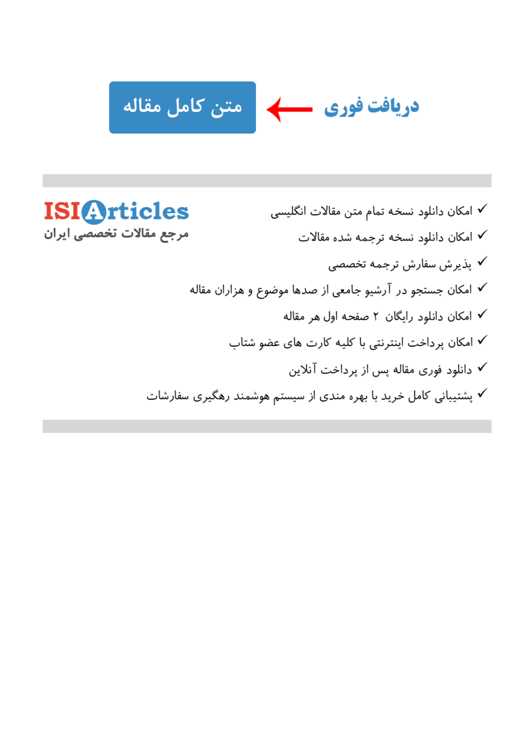دریافت فوری ← **متن کامل مقاله**

**ISIArticles**
مرجع مقالات تخصصی ایران

- ✓ امکان دانلود نسخه تمام متن مقالات انگلیسی
- ✓ امکان دانلود نسخه ترجمه شده مقالات
- ✓ پذیرش سفارش ترجمه تخصصی
- ✓ امکان جستجو در آرشیو جامعی از صدها موضوع و هزاران مقاله
- ✓ امکان دانلود رایگان ۲ صفحه اول هر مقاله
- ✓ امکان پرداخت اینترنتی با کلیه کارت های عضو شتاب
- ✓ دانلود فوری مقاله پس از پرداخت آنلاین
- ✓ پشتیبانی کامل خرید با بهره مندی از سیستم هوشمند رهگیری سفارشات